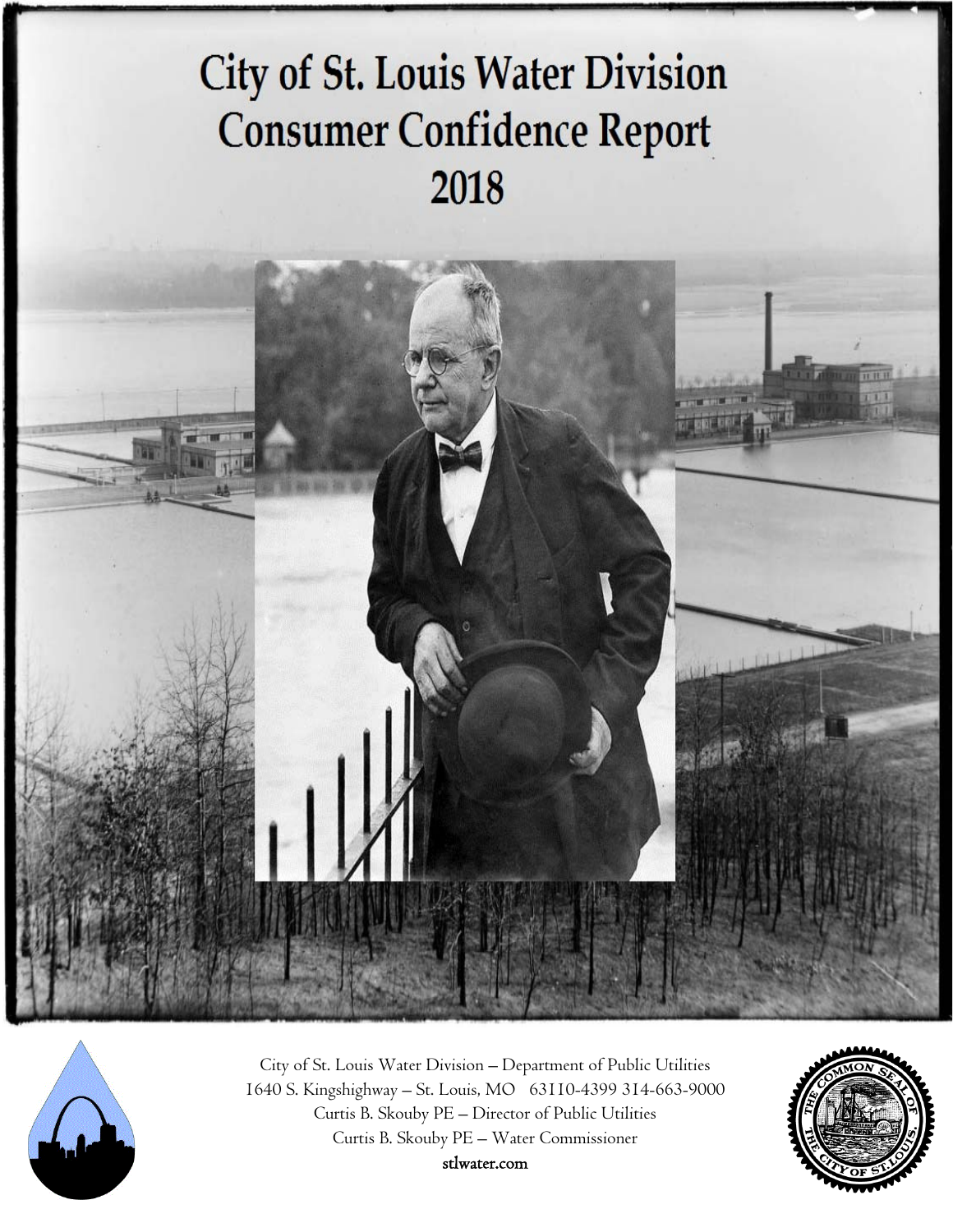# City of St. Louis Water Division Consumer Confidence Report 2018

City of St. Louis Water Division – Department of Public Utilities
1640 S. Kingshighway – St. Louis, MO 63110-4399 314-663-9000
Curtis B. Skouby PE – Director of Public Utilities
Curtis B. Skouby PE – Water Commissioner
**stlwater.com**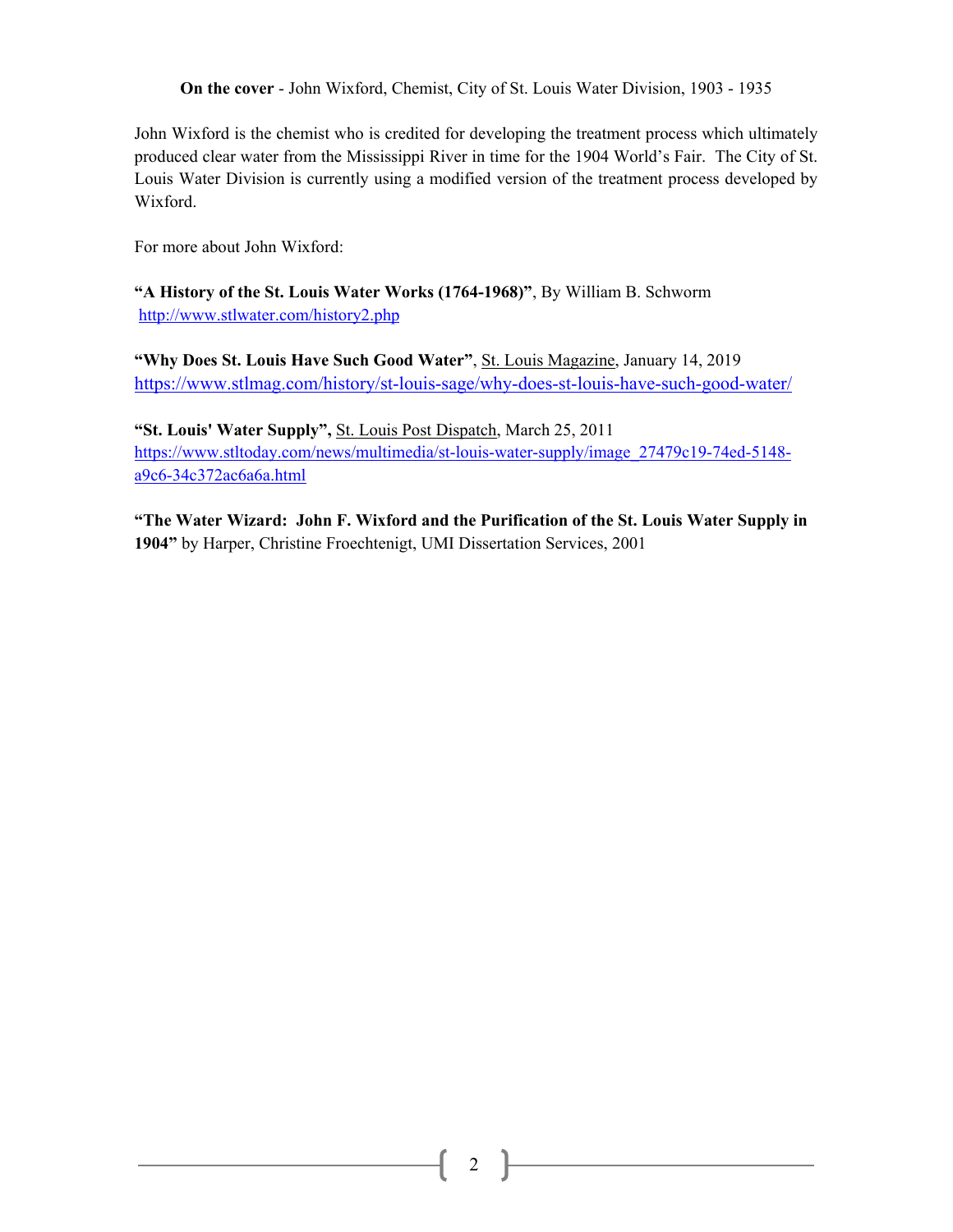**On the cover** - John Wixford, Chemist, City of St. Louis Water Division, 1903 - 1935

John Wixford is the chemist who is credited for developing the treatment process which ultimately produced clear water from the Mississippi River in time for the 1904 World's Fair. The City of St. Louis Water Division is currently using a modified version of the treatment process developed by Wixford.

For more about John Wixford:

**"A History of the St. Louis Water Works (1764-1968)"**, By William B. Schworm
http://www.stlwater.com/history2.php

**"Why Does St. Louis Have Such Good Water"**, St. Louis Magazine, January 14, 2019
https://www.stlmag.com/history/st-louis-sage/why-does-st-louis-have-such-good-water/

**"St. Louis' Water Supply",** St. Louis Post Dispatch, March 25, 2011
https://www.stltoday.com/news/multimedia/st-louis-water-supply/image_27479c19-74ed-5148-a9c6-34c372ac6a6a.html

**"The Water Wizard: John F. Wixford and the Purification of the St. Louis Water Supply in 1904"** by Harper, Christine Froechtenigt, UMI Dissertation Services, 2001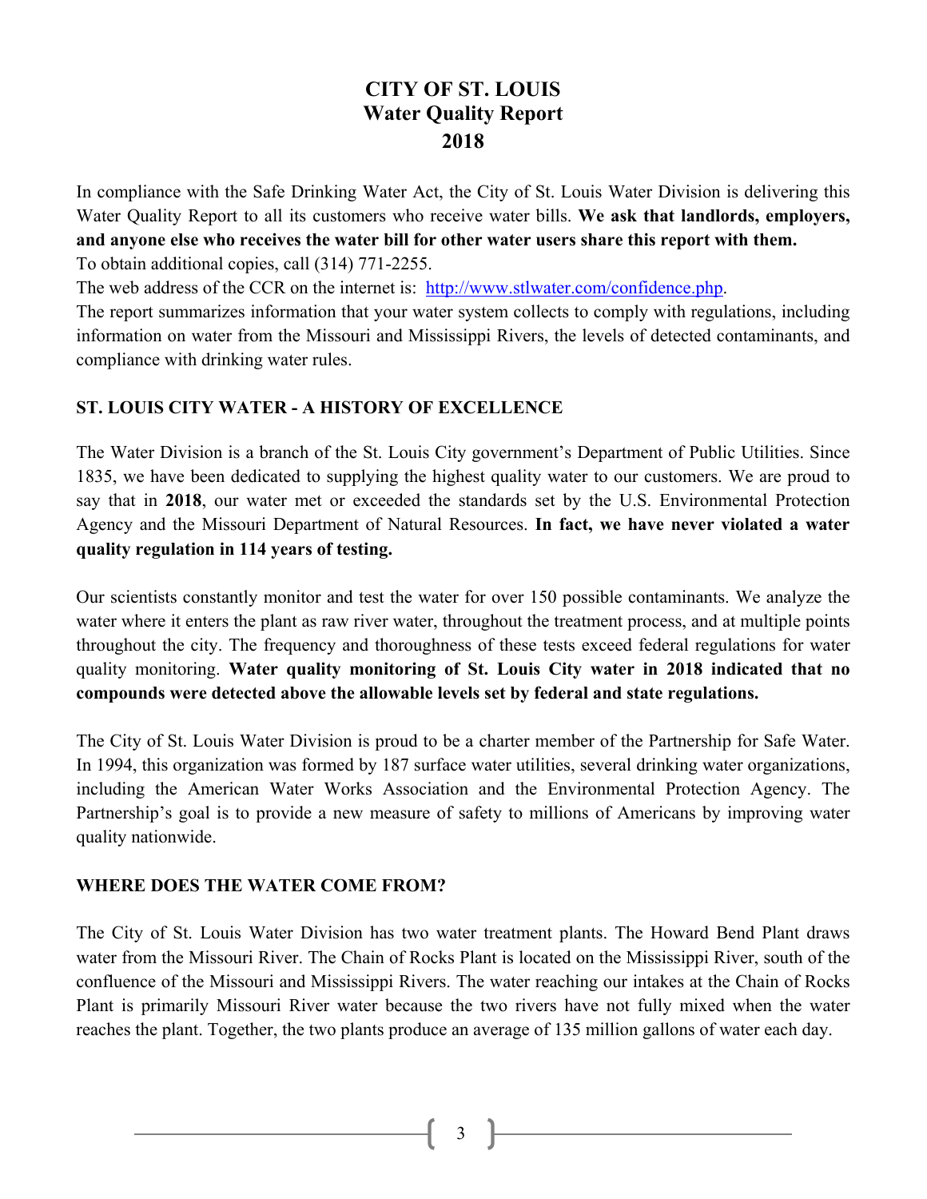# CITY OF ST. LOUIS
## Water Quality Report
## 2018

In compliance with the Safe Drinking Water Act, the City of St. Louis Water Division is delivering this Water Quality Report to all its customers who receive water bills. **We ask that landlords, employers, and anyone else who receives the water bill for other water users share this report with them.**
To obtain additional copies, call (314) 771-2255.
The web address of the CCR on the internet is: [http://www.stlwater.com/confidence.php](http://www.stlwater.com/confidence.php).
The report summarizes information that your water system collects to comply with regulations, including information on water from the Missouri and Mississippi Rivers, the levels of detected contaminants, and compliance with drinking water rules.

### ST. LOUIS CITY WATER - A HISTORY OF EXCELLENCE

The Water Division is a branch of the St. Louis City government's Department of Public Utilities. Since 1835, we have been dedicated to supplying the highest quality water to our customers. We are proud to say that in **2018**, our water met or exceeded the standards set by the U.S. Environmental Protection Agency and the Missouri Department of Natural Resources. **In fact, we have never violated a water quality regulation in 114 years of testing.**

Our scientists constantly monitor and test the water for over 150 possible contaminants. We analyze the water where it enters the plant as raw river water, throughout the treatment process, and at multiple points throughout the city. The frequency and thoroughness of these tests exceed federal regulations for water quality monitoring. **Water quality monitoring of St. Louis City water in 2018 indicated that no compounds were detected above the allowable levels set by federal and state regulations.**

The City of St. Louis Water Division is proud to be a charter member of the Partnership for Safe Water. In 1994, this organization was formed by 187 surface water utilities, several drinking water organizations, including the American Water Works Association and the Environmental Protection Agency. The Partnership's goal is to provide a new measure of safety to millions of Americans by improving water quality nationwide.

### WHERE DOES THE WATER COME FROM?

The City of St. Louis Water Division has two water treatment plants. The Howard Bend Plant draws water from the Missouri River. The Chain of Rocks Plant is located on the Mississippi River, south of the confluence of the Missouri and Mississippi Rivers. The water reaching our intakes at the Chain of Rocks Plant is primarily Missouri River water because the two rivers have not fully mixed when the water reaches the plant. Together, the two plants produce an average of 135 million gallons of water each day.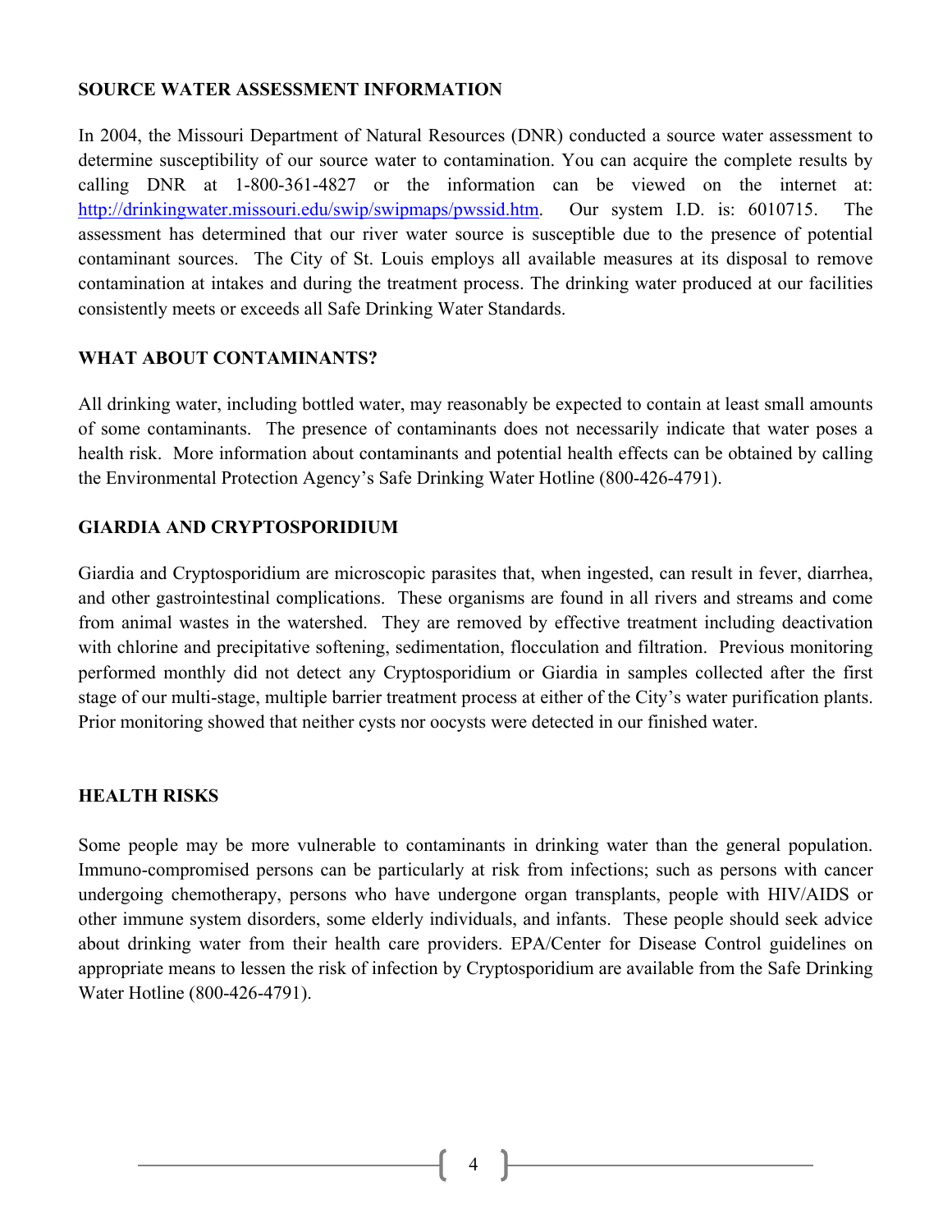## SOURCE WATER ASSESSMENT INFORMATION

In 2004, the Missouri Department of Natural Resources (DNR) conducted a source water assessment to determine susceptibility of our source water to contamination. You can acquire the complete results by calling DNR at 1-800-361-4827 or the information can be viewed on the internet at: http://drinkingwater.missouri.edu/swip/swipmaps/pwssid.htm. Our system I.D. is: 6010715. The assessment has determined that our river water source is susceptible due to the presence of potential contaminant sources. The City of St. Louis employs all available measures at its disposal to remove contamination at intakes and during the treatment process. The drinking water produced at our facilities consistently meets or exceeds all Safe Drinking Water Standards.

## WHAT ABOUT CONTAMINANTS?

All drinking water, including bottled water, may reasonably be expected to contain at least small amounts of some contaminants. The presence of contaminants does not necessarily indicate that water poses a health risk. More information about contaminants and potential health effects can be obtained by calling the Environmental Protection Agency's Safe Drinking Water Hotline (800-426-4791).

## GIARDIA AND CRYPTOSPORIDIUM

Giardia and Cryptosporidium are microscopic parasites that, when ingested, can result in fever, diarrhea, and other gastrointestinal complications. These organisms are found in all rivers and streams and come from animal wastes in the watershed. They are removed by effective treatment including deactivation with chlorine and precipitative softening, sedimentation, flocculation and filtration. Previous monitoring performed monthly did not detect any Cryptosporidium or Giardia in samples collected after the first stage of our multi-stage, multiple barrier treatment process at either of the City's water purification plants. Prior monitoring showed that neither cysts nor oocysts were detected in our finished water.

## HEALTH RISKS

Some people may be more vulnerable to contaminants in drinking water than the general population. Immuno-compromised persons can be particularly at risk from infections; such as persons with cancer undergoing chemotherapy, persons who have undergone organ transplants, people with HIV/AIDS or other immune system disorders, some elderly individuals, and infants. These people should seek advice about drinking water from their health care providers. EPA/Center for Disease Control guidelines on appropriate means to lessen the risk of infection by Cryptosporidium are available from the Safe Drinking Water Hotline (800-426-4791).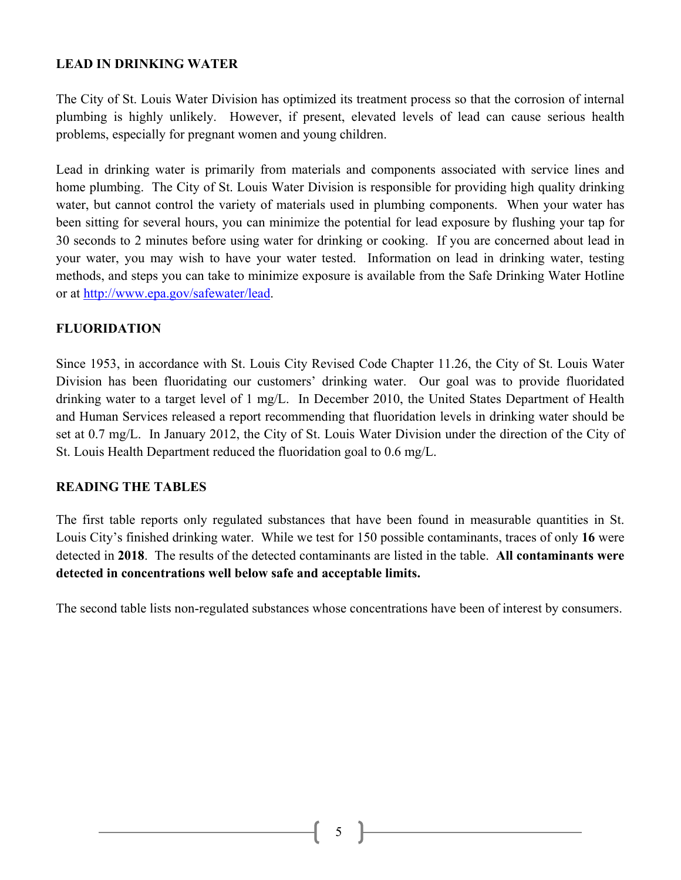## LEAD IN DRINKING WATER

The City of St. Louis Water Division has optimized its treatment process so that the corrosion of internal plumbing is highly unlikely. However, if present, elevated levels of lead can cause serious health problems, especially for pregnant women and young children.

Lead in drinking water is primarily from materials and components associated with service lines and home plumbing. The City of St. Louis Water Division is responsible for providing high quality drinking water, but cannot control the variety of materials used in plumbing components. When your water has been sitting for several hours, you can minimize the potential for lead exposure by flushing your tap for 30 seconds to 2 minutes before using water for drinking or cooking. If you are concerned about lead in your water, you may wish to have your water tested. Information on lead in drinking water, testing methods, and steps you can take to minimize exposure is available from the Safe Drinking Water Hotline or at [http://www.epa.gov/safewater/lead](http://www.epa.gov/safewater/lead).

## FLUORIDATION

Since 1953, in accordance with St. Louis City Revised Code Chapter 11.26, the City of St. Louis Water Division has been fluoridating our customers' drinking water. Our goal was to provide fluoridated drinking water to a target level of 1 mg/L. In December 2010, the United States Department of Health and Human Services released a report recommending that fluoridation levels in drinking water should be set at 0.7 mg/L. In January 2012, the City of St. Louis Water Division under the direction of the City of St. Louis Health Department reduced the fluoridation goal to 0.6 mg/L.

## READING THE TABLES

The first table reports only regulated substances that have been found in measurable quantities in St. Louis City's finished drinking water. While we test for 150 possible contaminants, traces of only **16** were detected in **2018**. The results of the detected contaminants are listed in the table. **All contaminants were detected in concentrations well below safe and acceptable limits.**

The second table lists non-regulated substances whose concentrations have been of interest by consumers.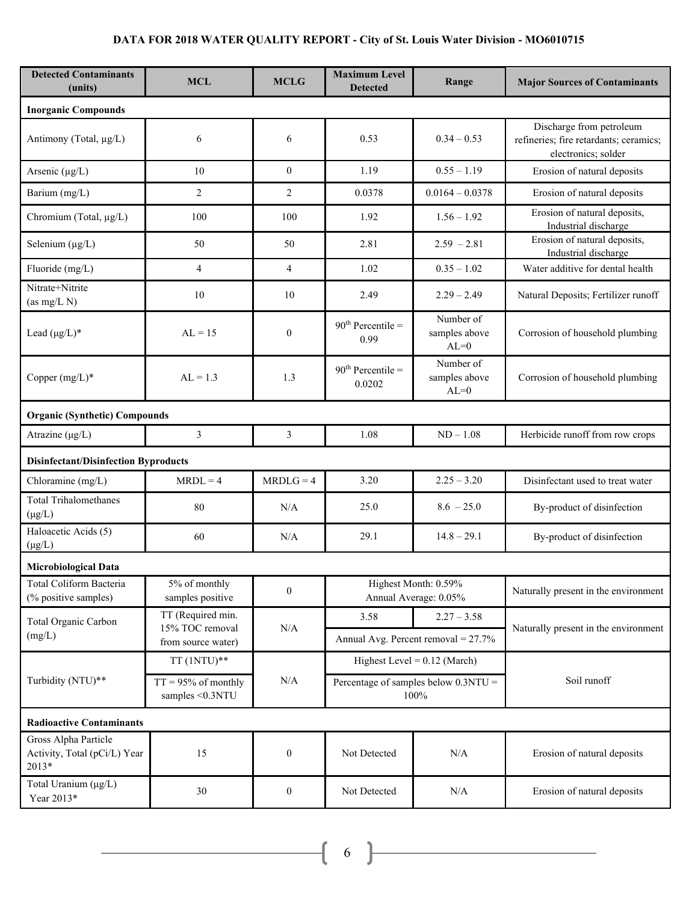## DATA FOR 2018 WATER QUALITY REPORT - City of St. Louis Water Division - MO6010715

| Detected Contaminants (units) | MCL | MCLG | Maximum Level Detected | Range | Major Sources of Contaminants |
|---|---|---|---|---|---|
| **Inorganic Compounds** | | | | | |
| Antimony (Total, µg/L) | 6 | 6 | 0.53 | 0.34 – 0.53 | Discharge from petroleum refineries; fire retardants; ceramics; electronics; solder |
| Arsenic (µg/L) | 10 | 0 | 1.19 | 0.55 – 1.19 | Erosion of natural deposits |
| Barium (mg/L) | 2 | 2 | 0.0378 | 0.0164 – 0.0378 | Erosion of natural deposits |
| Chromium (Total, µg/L) | 100 | 100 | 1.92 | 1.56 – 1.92 | Erosion of natural deposits, Industrial discharge |
| Selenium (µg/L) | 50 | 50 | 2.81 | 2.59 – 2.81 | Erosion of natural deposits, Industrial discharge |
| Fluoride (mg/L) | 4 | 4 | 1.02 | 0.35 – 1.02 | Water additive for dental health |
| Nitrate+Nitrite (as mg/L N) | 10 | 10 | 2.49 | 2.29 – 2.49 | Natural Deposits; Fertilizer runoff |
| Lead (µg/L)* | AL = 15 | 0 | $90^{th}$ Percentile = 0.99 | Number of samples above AL=0 | Corrosion of household plumbing |
| Copper (mg/L)* | AL = 1.3 | 1.3 | $90^{th}$ Percentile = 0.0202 | Number of samples above AL=0 | Corrosion of household plumbing |
| **Organic (Synthetic) Compounds** | | | | | |
| Atrazine (µg/L) | 3 | 3 | 1.08 | ND – 1.08 | Herbicide runoff from row crops |
| **Disinfectant/Disinfection Byproducts** | | | | | |
| Chloramine (mg/L) | MRDL = 4 | MRDLG = 4 | 3.20 | 2.25 – 3.20 | Disinfectant used to treat water |
| Total Trihalomethanes (µg/L) | 80 | N/A | 25.0 | 8.6 – 25.0 | By-product of disinfection |
| Haloacetic Acids (5) (µg/L) | 60 | N/A | 29.1 | 14.8 – 29.1 | By-product of disinfection |
| **Microbiological Data** | | | | | |
| Total Coliform Bacteria (% positive samples) | 5% of monthly samples positive | 0 | Highest Month: 0.59% Annual Average: 0.05% | | Naturally present in the environment |
| Total Organic Carbon (mg/L) | TT (Required min. 15% TOC removal from source water) | N/A | 3.58 | 2.27 – 3.58 | Naturally present in the environment |
| | | | Annual Avg. Percent removal = 27.7% | | |
| Turbidity (NTU)** | TT (1NTU)** | N/A | Highest Level = 0.12 (March) | | Soil runoff |
| | TT = 95% of monthly samples <0.3NTU | | Percentage of samples below 0.3NTU = 100% | | |
| **Radioactive Contaminants** | | | | | |
| Gross Alpha Particle Activity, Total (pCi/L) Year 2013* | 15 | 0 | Not Detected | N/A | Erosion of natural deposits |
| Total Uranium (µg/L) Year 2013* | 30 | 0 | Not Detected | N/A | Erosion of natural deposits |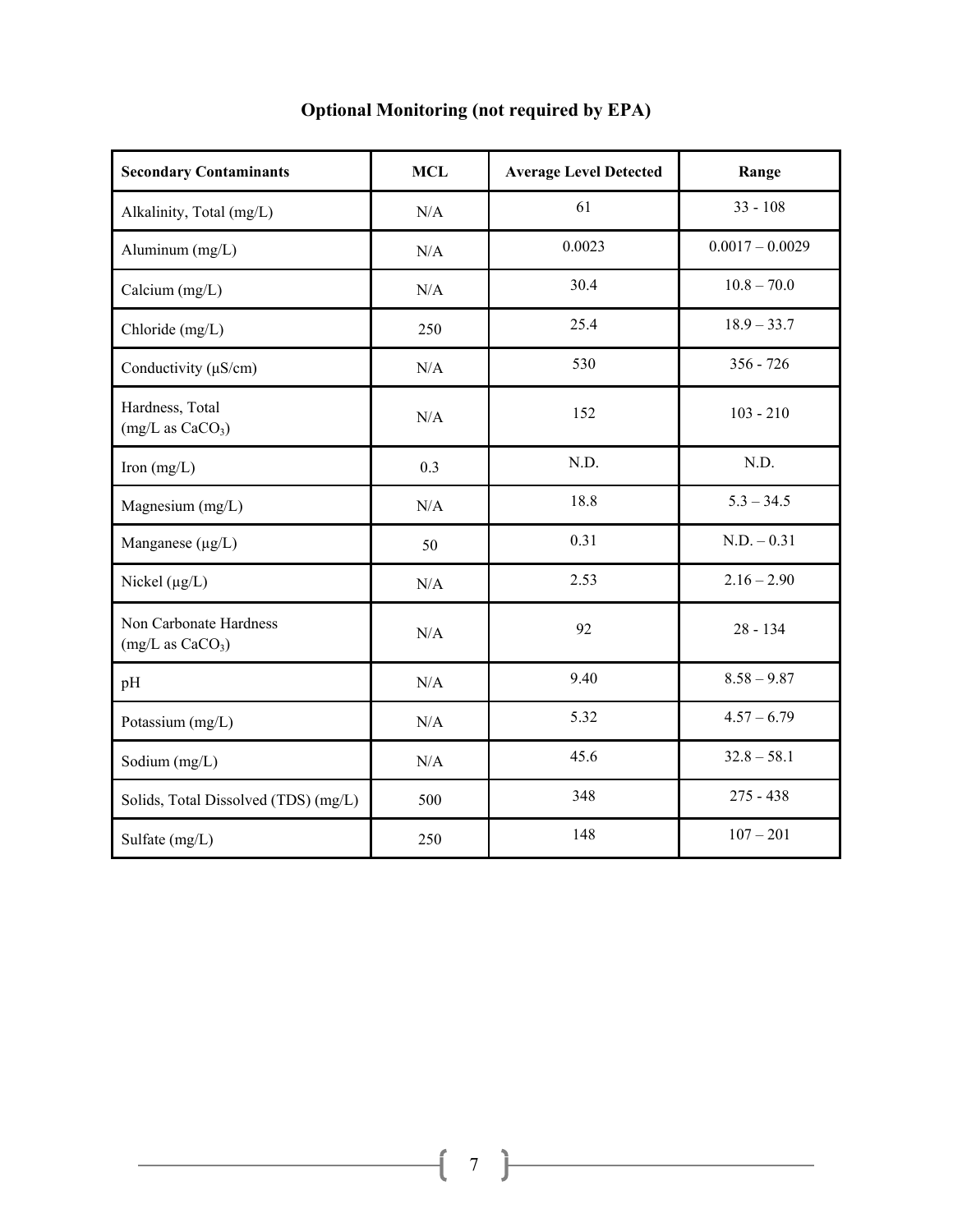## Optional Monitoring (not required by EPA)

| Secondary Contaminants | MCL | Average Level Detected | Range |
|---|---|---|---|
| Alkalinity, Total (mg/L) | N/A | 61 | 33 - 108 |
| Aluminum (mg/L) | N/A | 0.0023 | 0.0017 – 0.0029 |
| Calcium (mg/L) | N/A | 30.4 | 10.8 – 70.0 |
| Chloride (mg/L) | 250 | 25.4 | 18.9 – 33.7 |
| Conductivity (µS/cm) | N/A | 530 | 356 - 726 |
| Hardness, Total (mg/L as $CaCO_3$) | N/A | 152 | 103 - 210 |
| Iron (mg/L) | 0.3 | N.D. | N.D. |
| Magnesium (mg/L) | N/A | 18.8 | 5.3 – 34.5 |
| Manganese (µg/L) | 50 | 0.31 | N.D. – 0.31 |
| Nickel (µg/L) | N/A | 2.53 | 2.16 – 2.90 |
| Non Carbonate Hardness (mg/L as $CaCO_3$) | N/A | 92 | 28 - 134 |
| pH | N/A | 9.40 | 8.58 – 9.87 |
| Potassium (mg/L) | N/A | 5.32 | 4.57 – 6.79 |
| Sodium (mg/L) | N/A | 45.6 | 32.8 – 58.1 |
| Solids, Total Dissolved (TDS) (mg/L) | 500 | 348 | 275 - 438 |
| Sulfate (mg/L) | 250 | 148 | 107 – 201 |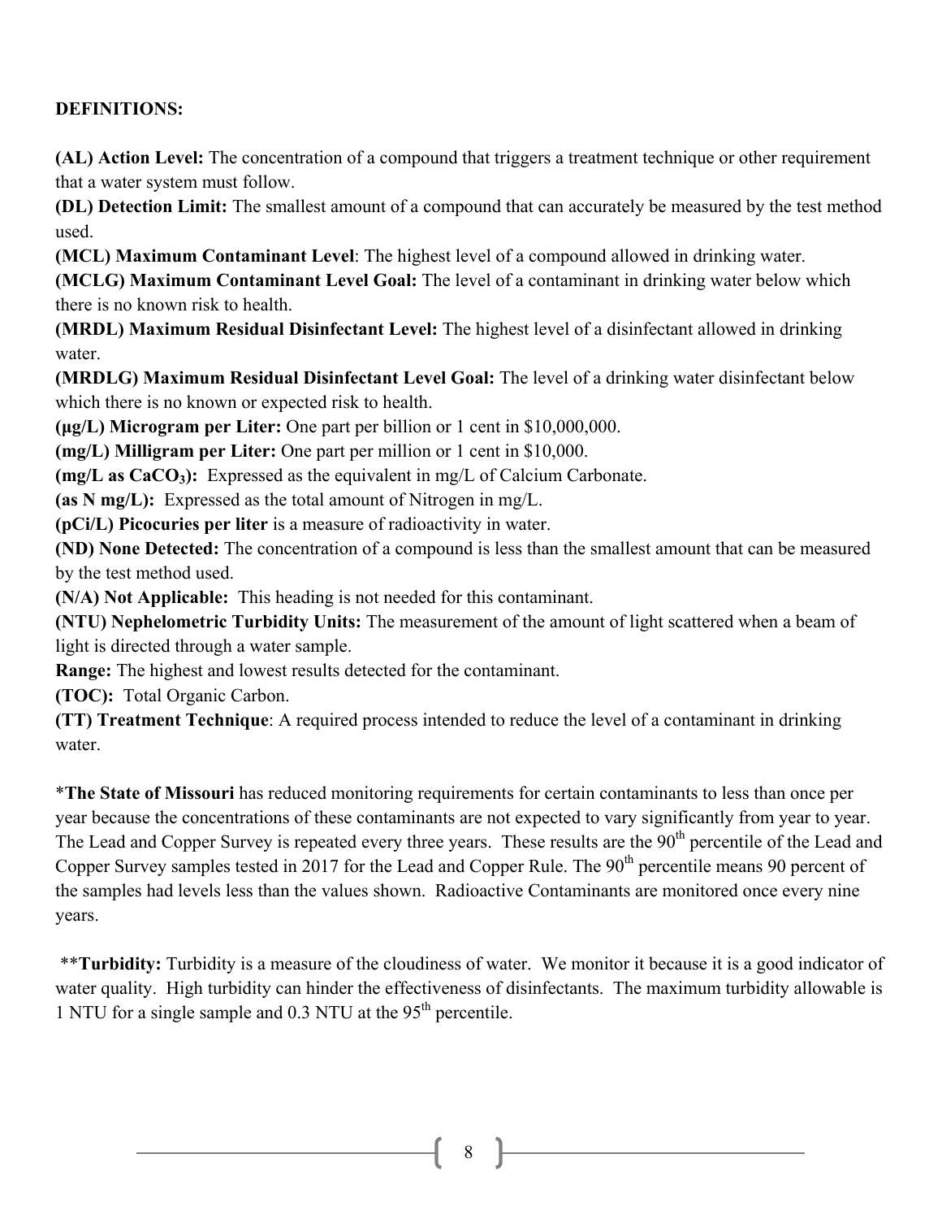**DEFINITIONS:**

**(AL) Action Level:** The concentration of a compound that triggers a treatment technique or other requirement that a water system must follow.

**(DL) Detection Limit:** The smallest amount of a compound that can accurately be measured by the test method used.

**(MCL) Maximum Contaminant Level**: The highest level of a compound allowed in drinking water.

**(MCLG) Maximum Contaminant Level Goal:** The level of a contaminant in drinking water below which there is no known risk to health.

**(MRDL) Maximum Residual Disinfectant Level:** The highest level of a disinfectant allowed in drinking water.

**(MRDLG) Maximum Residual Disinfectant Level Goal:** The level of a drinking water disinfectant below which there is no known or expected risk to health.

**(μg/L) Microgram per Liter:** One part per billion or 1 cent in $10,000,000.

**(mg/L) Milligram per Liter:** One part per million or 1 cent in $10,000.

**(mg/L as $CaCO_3$):** Expressed as the equivalent in mg/L of Calcium Carbonate.

**(as N mg/L):** Expressed as the total amount of Nitrogen in mg/L.

**(pCi/L) Picocuries per liter** is a measure of radioactivity in water.

**(ND) None Detected:** The concentration of a compound is less than the smallest amount that can be measured by the test method used.

**(N/A) Not Applicable:** This heading is not needed for this contaminant.

**(NTU) Nephelometric Turbidity Units:** The measurement of the amount of light scattered when a beam of light is directed through a water sample.

**Range:** The highest and lowest results detected for the contaminant.

**(TOC):** Total Organic Carbon.

**(TT) Treatment Technique**: A required process intended to reduce the level of a contaminant in drinking water.

*__The State of Missouri__ has reduced monitoring requirements for certain contaminants to less than once per year because the concentrations of these contaminants are not expected to vary significantly from year to year. The Lead and Copper Survey is repeated every three years. These results are the 90th percentile of the Lead and Copper Survey samples tested in 2017 for the Lead and Copper Rule. The 90th percentile means 90 percent of the samples had levels less than the values shown. Radioactive Contaminants are monitored once every nine years.

**__Turbidity:__ Turbidity is a measure of the cloudiness of water. We monitor it because it is a good indicator of water quality. High turbidity can hinder the effectiveness of disinfectants. The maximum turbidity allowable is 1 NTU for a single sample and 0.3 NTU at the 95th percentile.